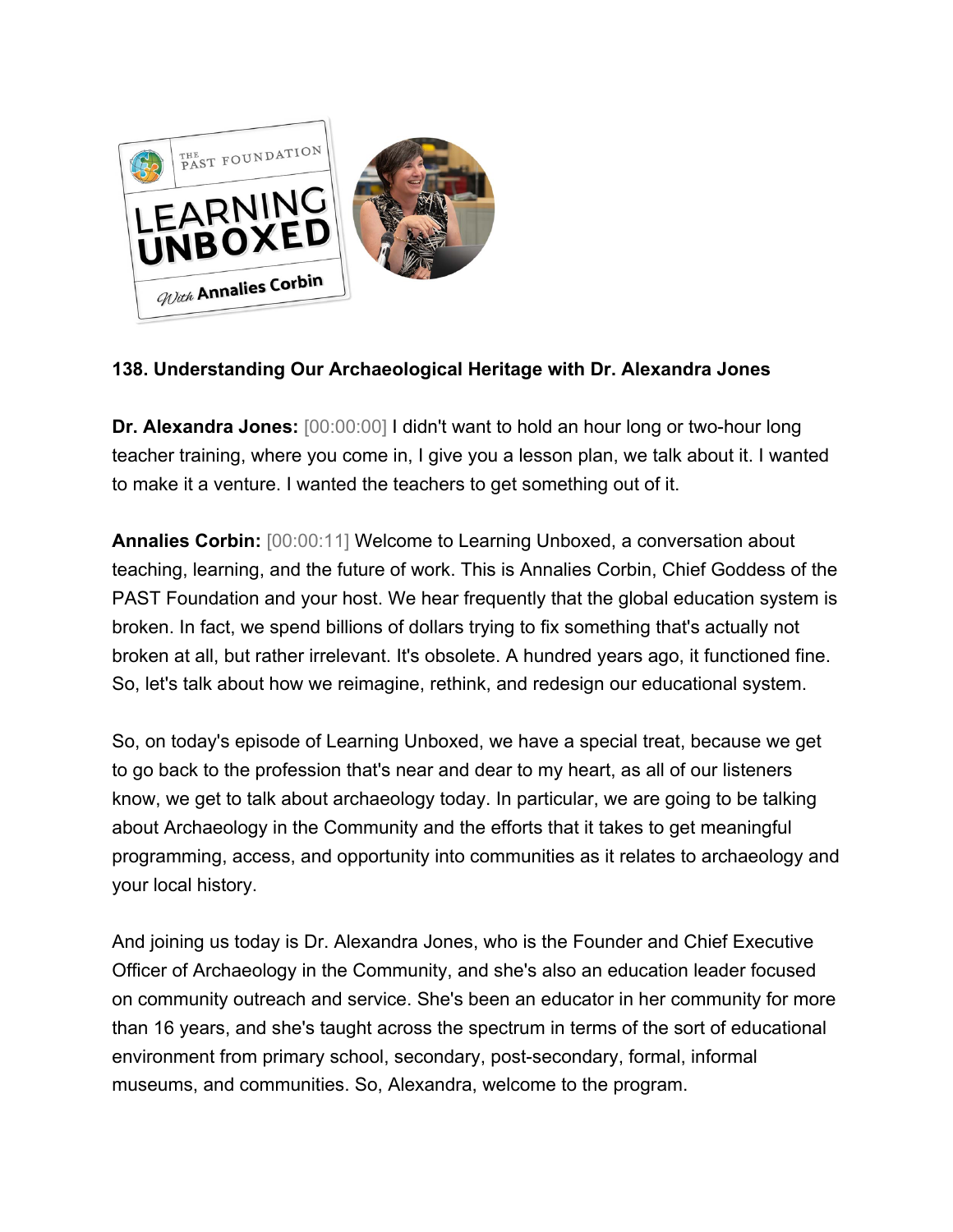**138. Understanding Our Archaeological Heritage with Dr. Alexandra Jones**

**Dr. Alexandra Jones:** [00:00:00] I didn't want to hold an hour long or two-hour long teacher training, where you come in, I give you a lesson plan, we talk about it. I wanted to make it a venture. I wanted the teachers to get something out of it.

**Annalies Corbin:** [00:00:11] Welcome to Learning Unboxed, a conversation about teaching, learning, and the future of work. This is Annalies Corbin, Chief Goddess of the PAST Foundation and your host. We hear frequently that the global education system is broken. In fact, we spend billions of dollars trying to fix something that's actually not broken at all, but rather irrelevant. It's obsolete. A hundred years ago, it functioned fine. So, let's talk about how we reimagine, rethink, and redesign our educational system.

So, on today's episode of Learning Unboxed, we have a special treat, because we get to go back to the profession that's near and dear to my heart, as all of our listeners know, we get to talk about archaeology today. In particular, we are going to be talking about Archaeology in the Community and the efforts that it takes to get meaningful programming, access, and opportunity into communities as it relates to archaeology and your local history.

And joining us today is Dr. Alexandra Jones, who is the Founder and Chief Executive Officer of Archaeology in the Community, and she's also an education leader focused on community outreach and service. She's been an educator in her community for more than 16 years, and she's taught across the spectrum in terms of the sort of educational environment from primary school, secondary, post-secondary, formal, informal museums, and communities. So, Alexandra, welcome to the program.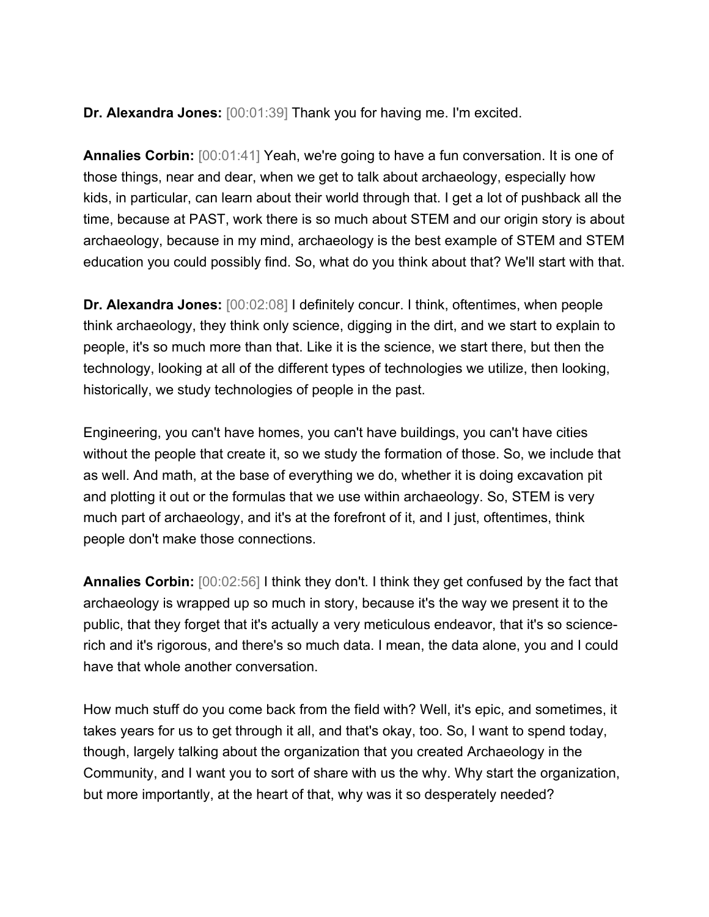**Dr. Alexandra Jones:** [00:01:39] Thank you for having me. I'm excited.

**Annalies Corbin:** [00:01:41] Yeah, we're going to have a fun conversation. It is one of those things, near and dear, when we get to talk about archaeology, especially how kids, in particular, can learn about their world through that. I get a lot of pushback all the time, because at PAST, work there is so much about STEM and our origin story is about archaeology, because in my mind, archaeology is the best example of STEM and STEM education you could possibly find. So, what do you think about that? We'll start with that.

**Dr. Alexandra Jones:** [00:02:08] I definitely concur. I think, oftentimes, when people think archaeology, they think only science, digging in the dirt, and we start to explain to people, it's so much more than that. Like it is the science, we start there, but then the technology, looking at all of the different types of technologies we utilize, then looking, historically, we study technologies of people in the past.

Engineering, you can't have homes, you can't have buildings, you can't have cities without the people that create it, so we study the formation of those. So, we include that as well. And math, at the base of everything we do, whether it is doing excavation pit and plotting it out or the formulas that we use within archaeology. So, STEM is very much part of archaeology, and it's at the forefront of it, and I just, oftentimes, think people don't make those connections.

**Annalies Corbin:** [00:02:56] I think they don't. I think they get confused by the fact that archaeology is wrapped up so much in story, because it's the way we present it to the public, that they forget that it's actually a very meticulous endeavor, that it's so science-rich and it's rigorous, and there's so much data. I mean, the data alone, you and I could have that whole another conversation.

How much stuff do you come back from the field with? Well, it's epic, and sometimes, it takes years for us to get through it all, and that's okay, too. So, I want to spend today, though, largely talking about the organization that you created Archaeology in the Community, and I want you to sort of share with us the why. Why start the organization, but more importantly, at the heart of that, why was it so desperately needed?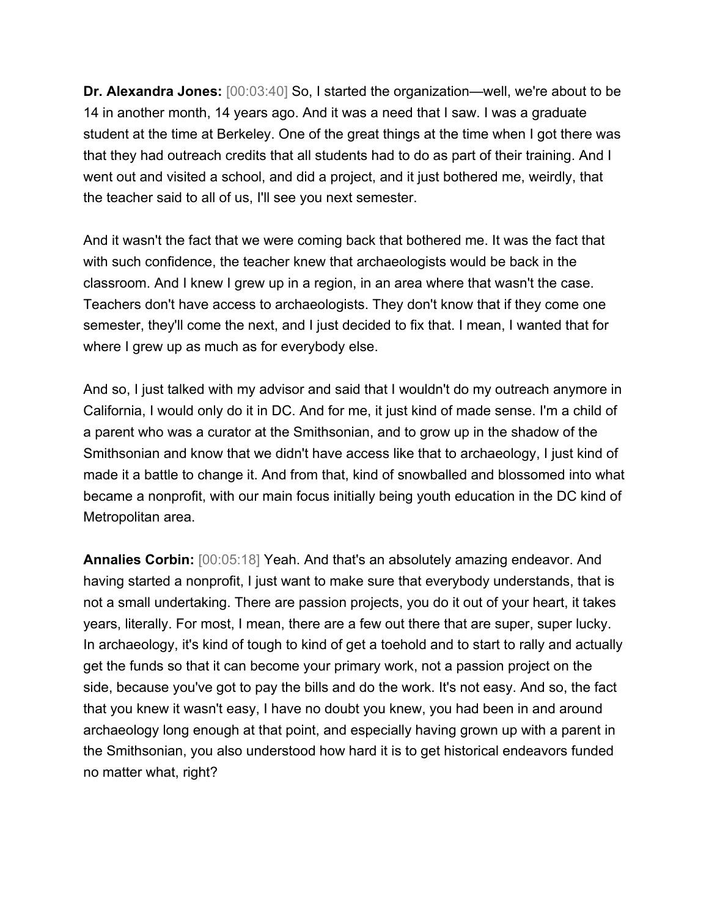**Dr. Alexandra Jones:** [00:03:40] So, I started the organization—well, we're about to be 14 in another month, 14 years ago. And it was a need that I saw. I was a graduate student at the time at Berkeley. One of the great things at the time when I got there was that they had outreach credits that all students had to do as part of their training. And I went out and visited a school, and did a project, and it just bothered me, weirdly, that the teacher said to all of us, I'll see you next semester.

And it wasn't the fact that we were coming back that bothered me. It was the fact that with such confidence, the teacher knew that archaeologists would be back in the classroom. And I knew I grew up in a region, in an area where that wasn't the case. Teachers don't have access to archaeologists. They don't know that if they come one semester, they'll come the next, and I just decided to fix that. I mean, I wanted that for where I grew up as much as for everybody else.

And so, I just talked with my advisor and said that I wouldn't do my outreach anymore in California, I would only do it in DC. And for me, it just kind of made sense. I'm a child of a parent who was a curator at the Smithsonian, and to grow up in the shadow of the Smithsonian and know that we didn't have access like that to archaeology, I just kind of made it a battle to change it. And from that, kind of snowballed and blossomed into what became a nonprofit, with our main focus initially being youth education in the DC kind of Metropolitan area.

**Annalies Corbin:** [00:05:18] Yeah. And that's an absolutely amazing endeavor. And having started a nonprofit, I just want to make sure that everybody understands, that is not a small undertaking. There are passion projects, you do it out of your heart, it takes years, literally. For most, I mean, there are a few out there that are super, super lucky. In archaeology, it's kind of tough to kind of get a toehold and to start to rally and actually get the funds so that it can become your primary work, not a passion project on the side, because you've got to pay the bills and do the work. It's not easy. And so, the fact that you knew it wasn't easy, I have no doubt you knew, you had been in and around archaeology long enough at that point, and especially having grown up with a parent in the Smithsonian, you also understood how hard it is to get historical endeavors funded no matter what, right?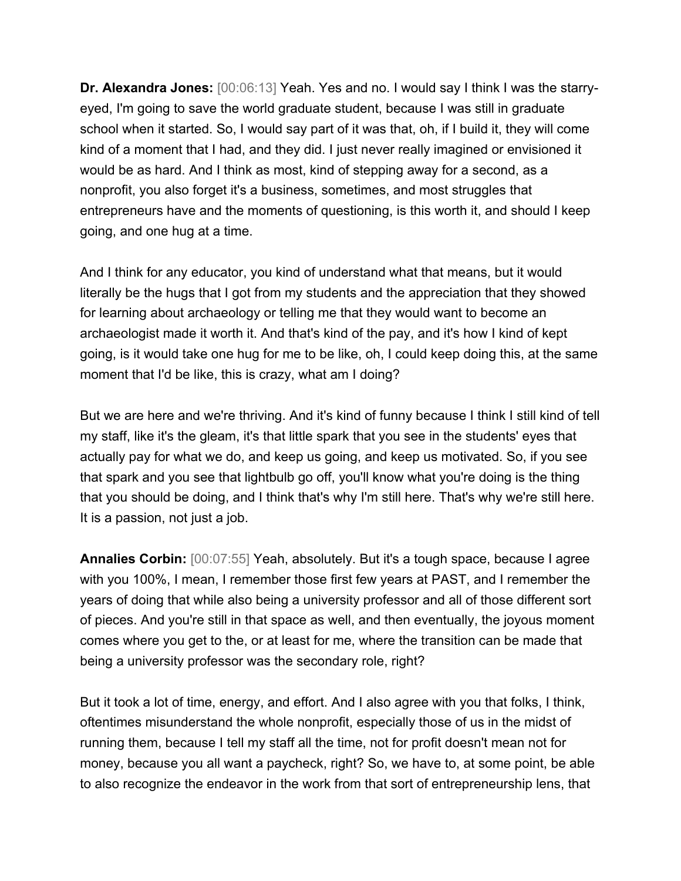**Dr. Alexandra Jones:** [00:06:13] Yeah. Yes and no. I would say I think I was the starry-eyed, I'm going to save the world graduate student, because I was still in graduate school when it started. So, I would say part of it was that, oh, if I build it, they will come kind of a moment that I had, and they did. I just never really imagined or envisioned it would be as hard. And I think as most, kind of stepping away for a second, as a nonprofit, you also forget it's a business, sometimes, and most struggles that entrepreneurs have and the moments of questioning, is this worth it, and should I keep going, and one hug at a time.

And I think for any educator, you kind of understand what that means, but it would literally be the hugs that I got from my students and the appreciation that they showed for learning about archaeology or telling me that they would want to become an archaeologist made it worth it. And that's kind of the pay, and it's how I kind of kept going, is it would take one hug for me to be like, oh, I could keep doing this, at the same moment that I'd be like, this is crazy, what am I doing?

But we are here and we're thriving. And it's kind of funny because I think I still kind of tell my staff, like it's the gleam, it's that little spark that you see in the students' eyes that actually pay for what we do, and keep us going, and keep us motivated. So, if you see that spark and you see that lightbulb go off, you'll know what you're doing is the thing that you should be doing, and I think that's why I'm still here. That's why we're still here. It is a passion, not just a job.

**Annalies Corbin:** [00:07:55] Yeah, absolutely. But it's a tough space, because I agree with you 100%, I mean, I remember those first few years at PAST, and I remember the years of doing that while also being a university professor and all of those different sort of pieces. And you're still in that space as well, and then eventually, the joyous moment comes where you get to the, or at least for me, where the transition can be made that being a university professor was the secondary role, right?

But it took a lot of time, energy, and effort. And I also agree with you that folks, I think, oftentimes misunderstand the whole nonprofit, especially those of us in the midst of running them, because I tell my staff all the time, not for profit doesn't mean not for money, because you all want a paycheck, right? So, we have to, at some point, be able to also recognize the endeavor in the work from that sort of entrepreneurship lens, that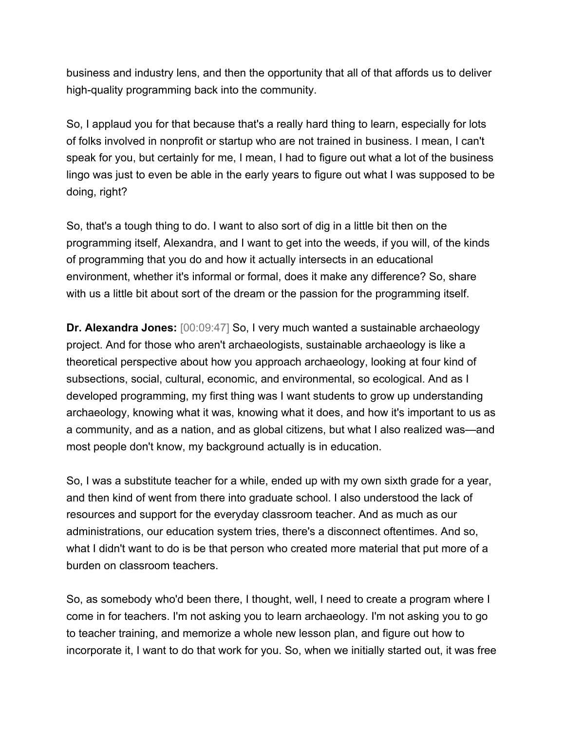business and industry lens, and then the opportunity that all of that affords us to deliver high-quality programming back into the community.

So, I applaud you for that because that's a really hard thing to learn, especially for lots of folks involved in nonprofit or startup who are not trained in business. I mean, I can't speak for you, but certainly for me, I mean, I had to figure out what a lot of the business lingo was just to even be able in the early years to figure out what I was supposed to be doing, right?

So, that's a tough thing to do. I want to also sort of dig in a little bit then on the programming itself, Alexandra, and I want to get into the weeds, if you will, of the kinds of programming that you do and how it actually intersects in an educational environment, whether it's informal or formal, does it make any difference? So, share with us a little bit about sort of the dream or the passion for the programming itself.

**Dr. Alexandra Jones:** [00:09:47] So, I very much wanted a sustainable archaeology project. And for those who aren't archaeologists, sustainable archaeology is like a theoretical perspective about how you approach archaeology, looking at four kind of subsections, social, cultural, economic, and environmental, so ecological. And as I developed programming, my first thing was I want students to grow up understanding archaeology, knowing what it was, knowing what it does, and how it's important to us as a community, and as a nation, and as global citizens, but what I also realized was—and most people don't know, my background actually is in education.

So, I was a substitute teacher for a while, ended up with my own sixth grade for a year, and then kind of went from there into graduate school. I also understood the lack of resources and support for the everyday classroom teacher. And as much as our administrations, our education system tries, there's a disconnect oftentimes. And so, what I didn't want to do is be that person who created more material that put more of a burden on classroom teachers.

So, as somebody who'd been there, I thought, well, I need to create a program where I come in for teachers. I'm not asking you to learn archaeology. I'm not asking you to go to teacher training, and memorize a whole new lesson plan, and figure out how to incorporate it, I want to do that work for you. So, when we initially started out, it was free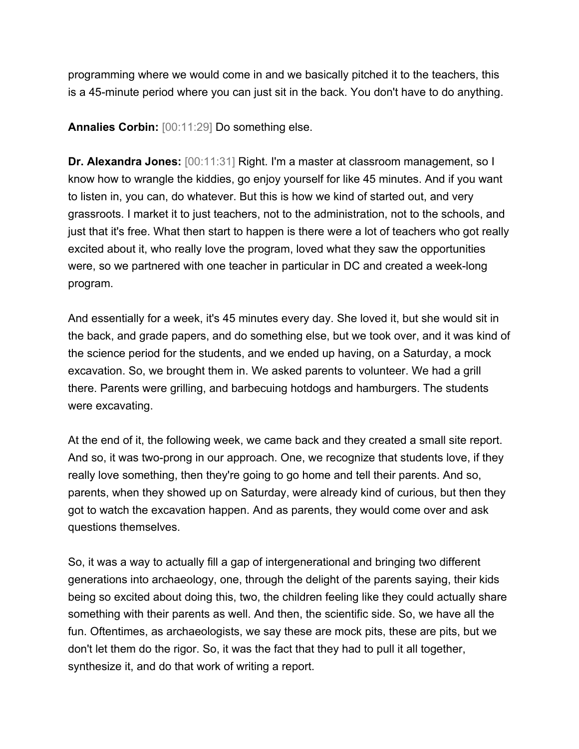programming where we would come in and we basically pitched it to the teachers, this is a 45-minute period where you can just sit in the back. You don't have to do anything.

**Annalies Corbin:** [00:11:29] Do something else.

**Dr. Alexandra Jones:** [00:11:31] Right. I'm a master at classroom management, so I know how to wrangle the kiddies, go enjoy yourself for like 45 minutes. And if you want to listen in, you can, do whatever. But this is how we kind of started out, and very grassroots. I market it to just teachers, not to the administration, not to the schools, and just that it's free. What then start to happen is there were a lot of teachers who got really excited about it, who really love the program, loved what they saw the opportunities were, so we partnered with one teacher in particular in DC and created a week-long program.

And essentially for a week, it's 45 minutes every day. She loved it, but she would sit in the back, and grade papers, and do something else, but we took over, and it was kind of the science period for the students, and we ended up having, on a Saturday, a mock excavation. So, we brought them in. We asked parents to volunteer. We had a grill there. Parents were grilling, and barbecuing hotdogs and hamburgers. The students were excavating.

At the end of it, the following week, we came back and they created a small site report. And so, it was two-prong in our approach. One, we recognize that students love, if they really love something, then they're going to go home and tell their parents. And so, parents, when they showed up on Saturday, were already kind of curious, but then they got to watch the excavation happen. And as parents, they would come over and ask questions themselves.

So, it was a way to actually fill a gap of intergenerational and bringing two different generations into archaeology, one, through the delight of the parents saying, their kids being so excited about doing this, two, the children feeling like they could actually share something with their parents as well. And then, the scientific side. So, we have all the fun. Oftentimes, as archaeologists, we say these are mock pits, these are pits, but we don't let them do the rigor. So, it was the fact that they had to pull it all together, synthesize it, and do that work of writing a report.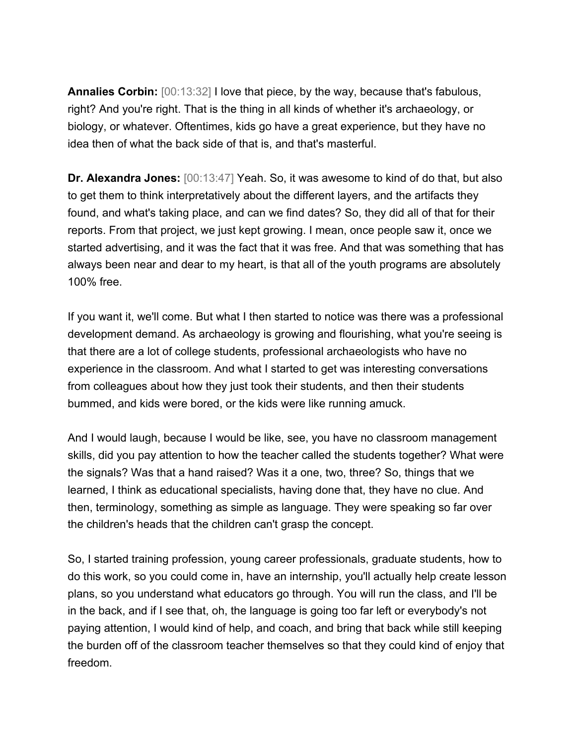**Annalies Corbin:** [00:13:32] I love that piece, by the way, because that's fabulous, right? And you're right. That is the thing in all kinds of whether it's archaeology, or biology, or whatever. Oftentimes, kids go have a great experience, but they have no idea then of what the back side of that is, and that's masterful.

**Dr. Alexandra Jones:** [00:13:47] Yeah. So, it was awesome to kind of do that, but also to get them to think interpretatively about the different layers, and the artifacts they found, and what's taking place, and can we find dates? So, they did all of that for their reports. From that project, we just kept growing. I mean, once people saw it, once we started advertising, and it was the fact that it was free. And that was something that has always been near and dear to my heart, is that all of the youth programs are absolutely 100% free.

If you want it, we'll come. But what I then started to notice was there was a professional development demand. As archaeology is growing and flourishing, what you're seeing is that there are a lot of college students, professional archaeologists who have no experience in the classroom. And what I started to get was interesting conversations from colleagues about how they just took their students, and then their students bummed, and kids were bored, or the kids were like running amuck.

And I would laugh, because I would be like, see, you have no classroom management skills, did you pay attention to how the teacher called the students together? What were the signals? Was that a hand raised? Was it a one, two, three? So, things that we learned, I think as educational specialists, having done that, they have no clue. And then, terminology, something as simple as language. They were speaking so far over the children's heads that the children can't grasp the concept.

So, I started training profession, young career professionals, graduate students, how to do this work, so you could come in, have an internship, you'll actually help create lesson plans, so you understand what educators go through. You will run the class, and I'll be in the back, and if I see that, oh, the language is going too far left or everybody's not paying attention, I would kind of help, and coach, and bring that back while still keeping the burden off of the classroom teacher themselves so that they could kind of enjoy that freedom.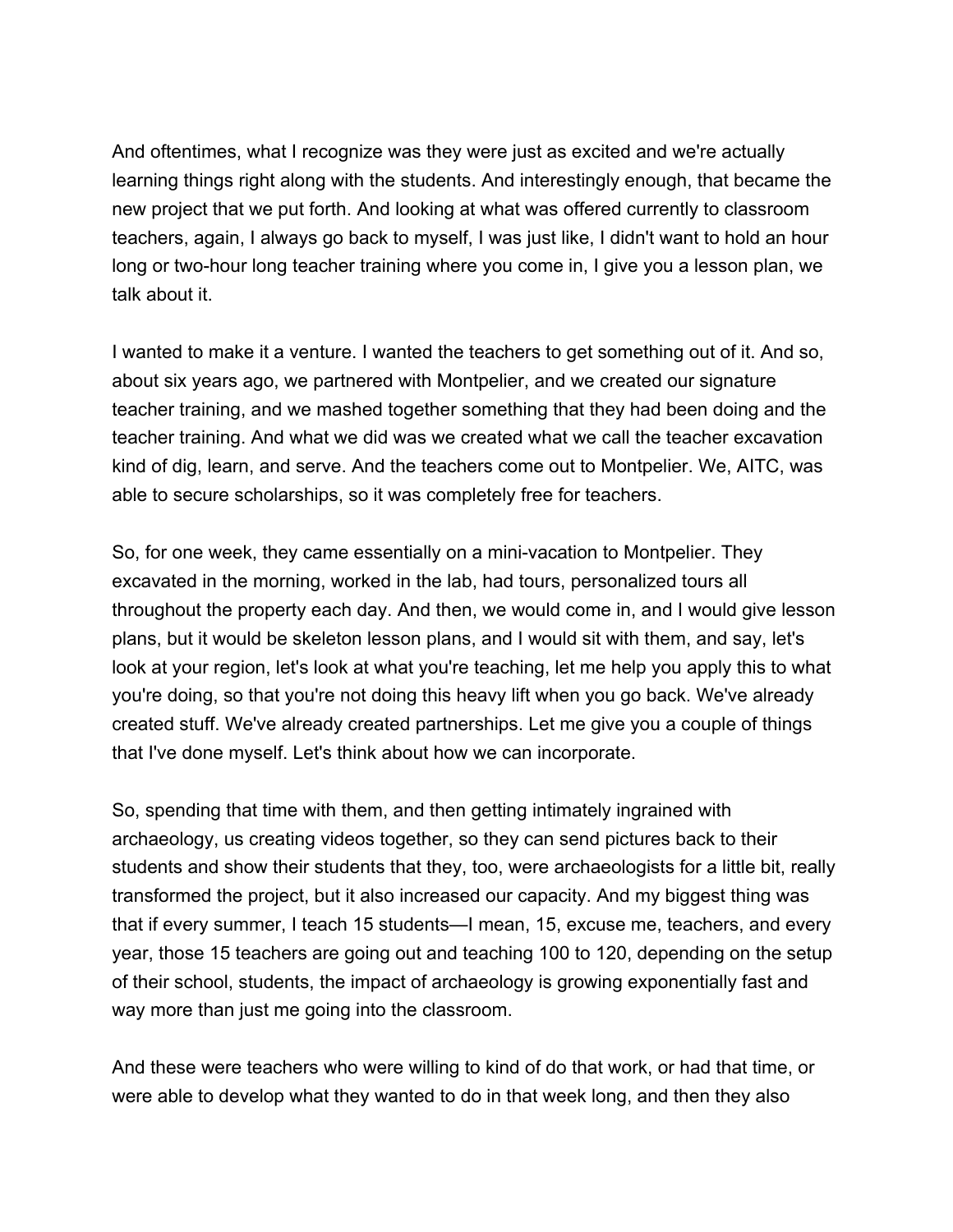And oftentimes, what I recognize was they were just as excited and we're actually learning things right along with the students. And interestingly enough, that became the new project that we put forth. And looking at what was offered currently to classroom teachers, again, I always go back to myself, I was just like, I didn't want to hold an hour long or two-hour long teacher training where you come in, I give you a lesson plan, we talk about it.

I wanted to make it a venture. I wanted the teachers to get something out of it. And so, about six years ago, we partnered with Montpelier, and we created our signature teacher training, and we mashed together something that they had been doing and the teacher training. And what we did was we created what we call the teacher excavation kind of dig, learn, and serve. And the teachers come out to Montpelier. We, AITC, was able to secure scholarships, so it was completely free for teachers.

So, for one week, they came essentially on a mini-vacation to Montpelier. They excavated in the morning, worked in the lab, had tours, personalized tours all throughout the property each day. And then, we would come in, and I would give lesson plans, but it would be skeleton lesson plans, and I would sit with them, and say, let's look at your region, let's look at what you're teaching, let me help you apply this to what you're doing, so that you're not doing this heavy lift when you go back. We've already created stuff. We've already created partnerships. Let me give you a couple of things that I've done myself. Let's think about how we can incorporate.

So, spending that time with them, and then getting intimately ingrained with archaeology, us creating videos together, so they can send pictures back to their students and show their students that they, too, were archaeologists for a little bit, really transformed the project, but it also increased our capacity. And my biggest thing was that if every summer, I teach 15 students—I mean, 15, excuse me, teachers, and every year, those 15 teachers are going out and teaching 100 to 120, depending on the setup of their school, students, the impact of archaeology is growing exponentially fast and way more than just me going into the classroom.

And these were teachers who were willing to kind of do that work, or had that time, or were able to develop what they wanted to do in that week long, and then they also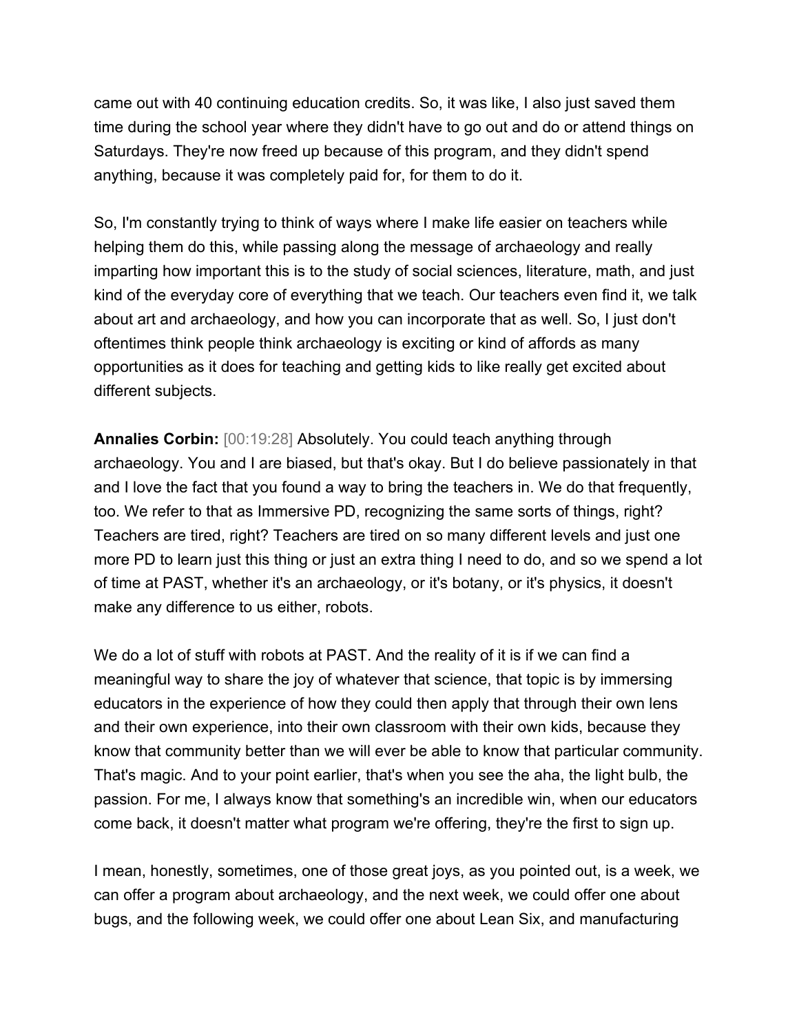came out with 40 continuing education credits. So, it was like, I also just saved them time during the school year where they didn't have to go out and do or attend things on Saturdays. They're now freed up because of this program, and they didn't spend anything, because it was completely paid for, for them to do it.

So, I'm constantly trying to think of ways where I make life easier on teachers while helping them do this, while passing along the message of archaeology and really imparting how important this is to the study of social sciences, literature, math, and just kind of the everyday core of everything that we teach. Our teachers even find it, we talk about art and archaeology, and how you can incorporate that as well. So, I just don't oftentimes think people think archaeology is exciting or kind of affords as many opportunities as it does for teaching and getting kids to like really get excited about different subjects.

**Annalies Corbin:** [00:19:28] Absolutely. You could teach anything through archaeology. You and I are biased, but that's okay. But I do believe passionately in that and I love the fact that you found a way to bring the teachers in. We do that frequently, too. We refer to that as Immersive PD, recognizing the same sorts of things, right? Teachers are tired, right? Teachers are tired on so many different levels and just one more PD to learn just this thing or just an extra thing I need to do, and so we spend a lot of time at PAST, whether it's an archaeology, or it's botany, or it's physics, it doesn't make any difference to us either, robots.

We do a lot of stuff with robots at PAST. And the reality of it is if we can find a meaningful way to share the joy of whatever that science, that topic is by immersing educators in the experience of how they could then apply that through their own lens and their own experience, into their own classroom with their own kids, because they know that community better than we will ever be able to know that particular community. That's magic. And to your point earlier, that's when you see the aha, the light bulb, the passion. For me, I always know that something's an incredible win, when our educators come back, it doesn't matter what program we're offering, they're the first to sign up.

I mean, honestly, sometimes, one of those great joys, as you pointed out, is a week, we can offer a program about archaeology, and the next week, we could offer one about bugs, and the following week, we could offer one about Lean Six, and manufacturing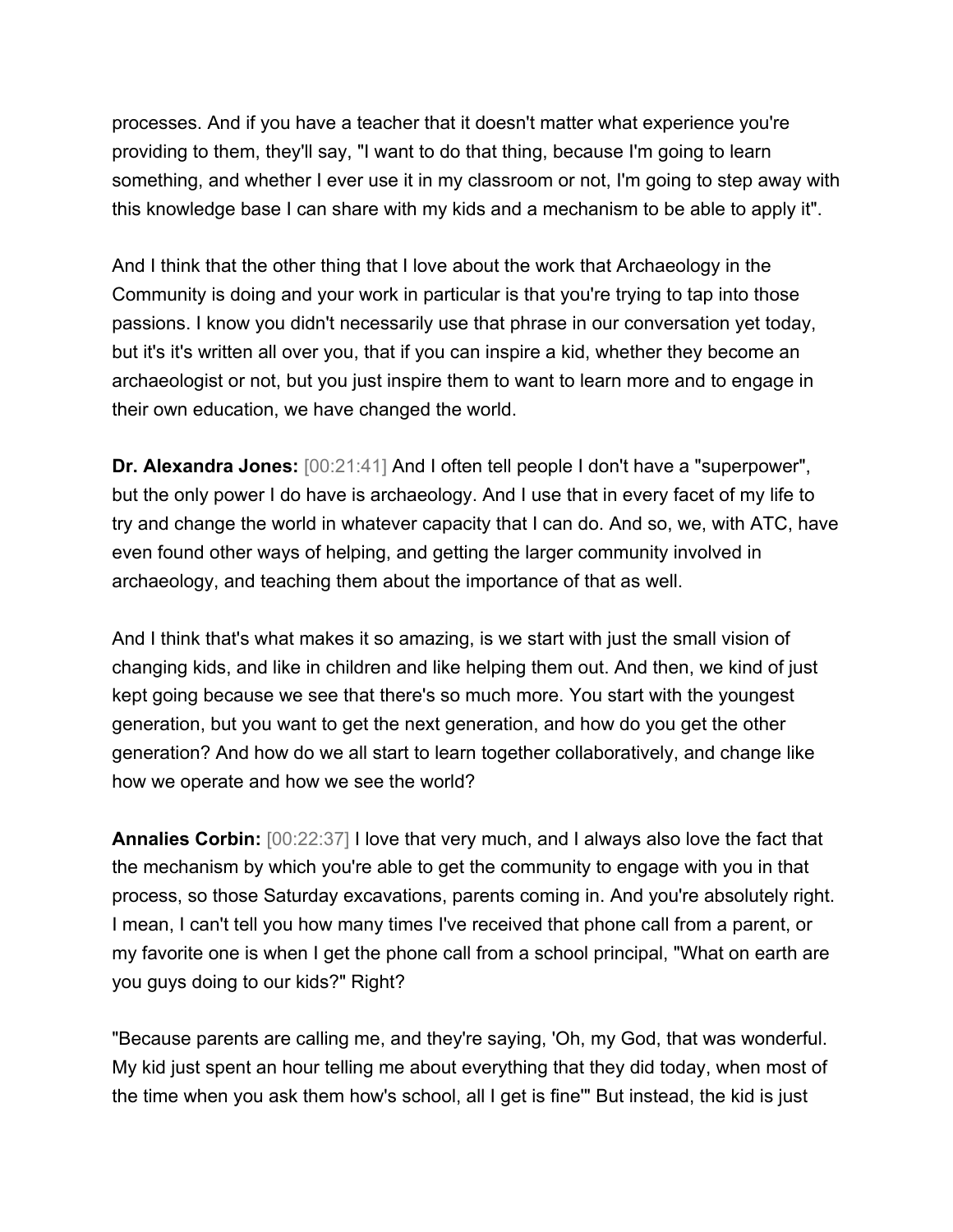processes. And if you have a teacher that it doesn't matter what experience you're providing to them, they'll say, "I want to do that thing, because I'm going to learn something, and whether I ever use it in my classroom or not, I'm going to step away with this knowledge base I can share with my kids and a mechanism to be able to apply it".

And I think that the other thing that I love about the work that Archaeology in the Community is doing and your work in particular is that you're trying to tap into those passions. I know you didn't necessarily use that phrase in our conversation yet today, but it's it's written all over you, that if you can inspire a kid, whether they become an archaeologist or not, but you just inspire them to want to learn more and to engage in their own education, we have changed the world.

**Dr. Alexandra Jones:** [00:21:41] And I often tell people I don't have a "superpower", but the only power I do have is archaeology. And I use that in every facet of my life to try and change the world in whatever capacity that I can do. And so, we, with ATC, have even found other ways of helping, and getting the larger community involved in archaeology, and teaching them about the importance of that as well.

And I think that's what makes it so amazing, is we start with just the small vision of changing kids, and like in children and like helping them out. And then, we kind of just kept going because we see that there's so much more. You start with the youngest generation, but you want to get the next generation, and how do you get the other generation? And how do we all start to learn together collaboratively, and change like how we operate and how we see the world?

**Annalies Corbin:** [00:22:37] I love that very much, and I always also love the fact that the mechanism by which you're able to get the community to engage with you in that process, so those Saturday excavations, parents coming in. And you're absolutely right. I mean, I can't tell you how many times I've received that phone call from a parent, or my favorite one is when I get the phone call from a school principal, "What on earth are you guys doing to our kids?" Right?

"Because parents are calling me, and they're saying, 'Oh, my God, that was wonderful. My kid just spent an hour telling me about everything that they did today, when most of the time when you ask them how's school, all I get is fine'" But instead, the kid is just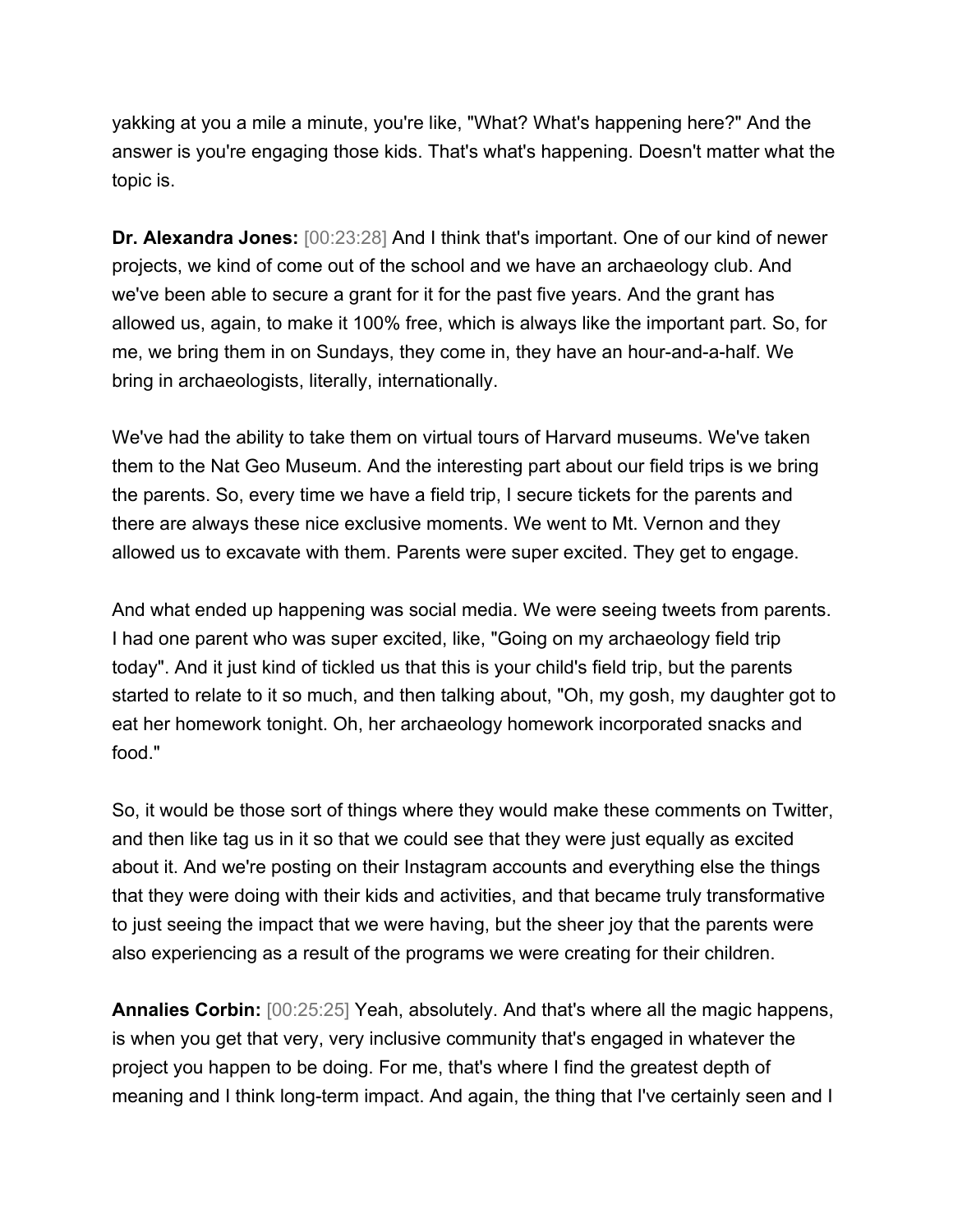yakking at you a mile a minute, you're like, "What? What's happening here?" And the answer is you're engaging those kids. That's what's happening. Doesn't matter what the topic is.

**Dr. Alexandra Jones:** [00:23:28] And I think that's important. One of our kind of newer projects, we kind of come out of the school and we have an archaeology club. And we've been able to secure a grant for it for the past five years. And the grant has allowed us, again, to make it 100% free, which is always like the important part. So, for me, we bring them in on Sundays, they come in, they have an hour-and-a-half. We bring in archaeologists, literally, internationally.

We've had the ability to take them on virtual tours of Harvard museums. We've taken them to the Nat Geo Museum. And the interesting part about our field trips is we bring the parents. So, every time we have a field trip, I secure tickets for the parents and there are always these nice exclusive moments. We went to Mt. Vernon and they allowed us to excavate with them. Parents were super excited. They get to engage.

And what ended up happening was social media. We were seeing tweets from parents. I had one parent who was super excited, like, "Going on my archaeology field trip today". And it just kind of tickled us that this is your child's field trip, but the parents started to relate to it so much, and then talking about, "Oh, my gosh, my daughter got to eat her homework tonight. Oh, her archaeology homework incorporated snacks and food."

So, it would be those sort of things where they would make these comments on Twitter, and then like tag us in it so that we could see that they were just equally as excited about it. And we're posting on their Instagram accounts and everything else the things that they were doing with their kids and activities, and that became truly transformative to just seeing the impact that we were having, but the sheer joy that the parents were also experiencing as a result of the programs we were creating for their children.

**Annalies Corbin:** [00:25:25] Yeah, absolutely. And that's where all the magic happens, is when you get that very, very inclusive community that's engaged in whatever the project you happen to be doing. For me, that's where I find the greatest depth of meaning and I think long-term impact. And again, the thing that I've certainly seen and I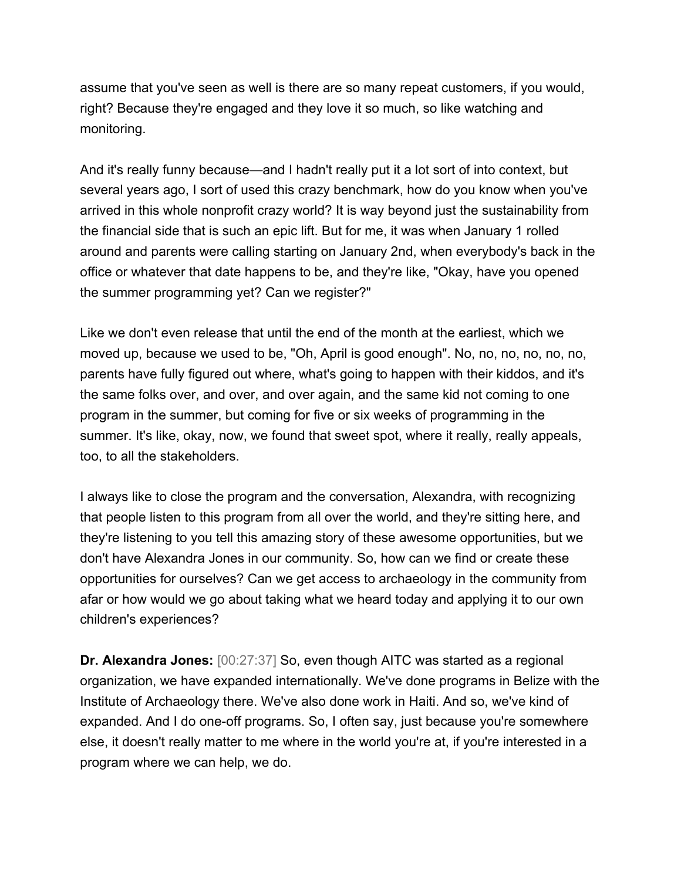assume that you've seen as well is there are so many repeat customers, if you would, right? Because they're engaged and they love it so much, so like watching and monitoring.

And it's really funny because—and I hadn't really put it a lot sort of into context, but several years ago, I sort of used this crazy benchmark, how do you know when you've arrived in this whole nonprofit crazy world? It is way beyond just the sustainability from the financial side that is such an epic lift. But for me, it was when January 1 rolled around and parents were calling starting on January 2nd, when everybody's back in the office or whatever that date happens to be, and they're like, "Okay, have you opened the summer programming yet? Can we register?"

Like we don't even release that until the end of the month at the earliest, which we moved up, because we used to be, "Oh, April is good enough". No, no, no, no, no, no, parents have fully figured out where, what's going to happen with their kiddos, and it's the same folks over, and over, and over again, and the same kid not coming to one program in the summer, but coming for five or six weeks of programming in the summer. It's like, okay, now, we found that sweet spot, where it really, really appeals, too, to all the stakeholders.

I always like to close the program and the conversation, Alexandra, with recognizing that people listen to this program from all over the world, and they're sitting here, and they're listening to you tell this amazing story of these awesome opportunities, but we don't have Alexandra Jones in our community. So, how can we find or create these opportunities for ourselves? Can we get access to archaeology in the community from afar or how would we go about taking what we heard today and applying it to our own children's experiences?

**Dr. Alexandra Jones:** [00:27:37] So, even though AITC was started as a regional organization, we have expanded internationally. We've done programs in Belize with the Institute of Archaeology there. We've also done work in Haiti. And so, we've kind of expanded. And I do one-off programs. So, I often say, just because you're somewhere else, it doesn't really matter to me where in the world you're at, if you're interested in a program where we can help, we do.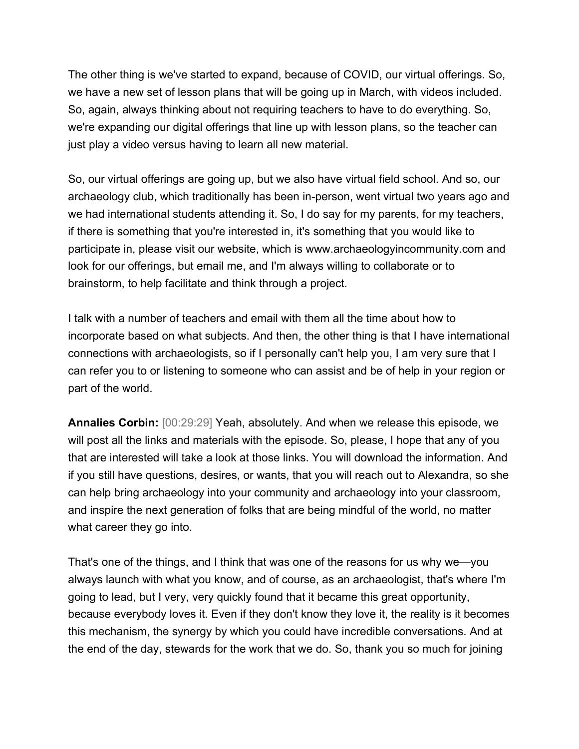The other thing is we've started to expand, because of COVID, our virtual offerings. So, we have a new set of lesson plans that will be going up in March, with videos included. So, again, always thinking about not requiring teachers to have to do everything. So, we're expanding our digital offerings that line up with lesson plans, so the teacher can just play a video versus having to learn all new material.

So, our virtual offerings are going up, but we also have virtual field school. And so, our archaeology club, which traditionally has been in-person, went virtual two years ago and we had international students attending it. So, I do say for my parents, for my teachers, if there is something that you're interested in, it's something that you would like to participate in, please visit our website, which is www.archaeologyincommunity.com and look for our offerings, but email me, and I'm always willing to collaborate or to brainstorm, to help facilitate and think through a project.

I talk with a number of teachers and email with them all the time about how to incorporate based on what subjects. And then, the other thing is that I have international connections with archaeologists, so if I personally can't help you, I am very sure that I can refer you to or listening to someone who can assist and be of help in your region or part of the world.

**Annalies Corbin:** [00:29:29] Yeah, absolutely. And when we release this episode, we will post all the links and materials with the episode. So, please, I hope that any of you that are interested will take a look at those links. You will download the information. And if you still have questions, desires, or wants, that you will reach out to Alexandra, so she can help bring archaeology into your community and archaeology into your classroom, and inspire the next generation of folks that are being mindful of the world, no matter what career they go into.

That's one of the things, and I think that was one of the reasons for us why we—you always launch with what you know, and of course, as an archaeologist, that's where I'm going to lead, but I very, very quickly found that it became this great opportunity, because everybody loves it. Even if they don't know they love it, the reality is it becomes this mechanism, the synergy by which you could have incredible conversations. And at the end of the day, stewards for the work that we do. So, thank you so much for joining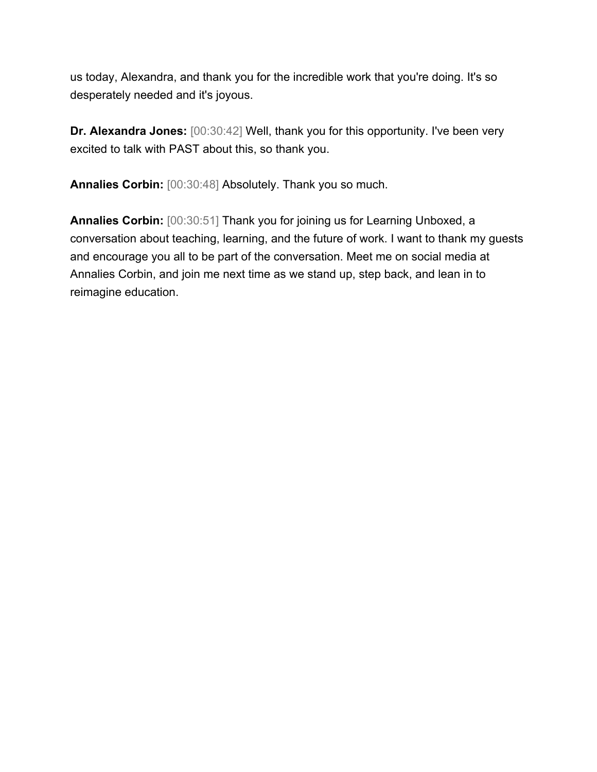us today, Alexandra, and thank you for the incredible work that you're doing. It's so desperately needed and it's joyous.

**Dr. Alexandra Jones:** [00:30:42] Well, thank you for this opportunity. I've been very excited to talk with PAST about this, so thank you.

**Annalies Corbin:** [00:30:48] Absolutely. Thank you so much.

**Annalies Corbin:** [00:30:51] Thank you for joining us for Learning Unboxed, a conversation about teaching, learning, and the future of work. I want to thank my guests and encourage you all to be part of the conversation. Meet me on social media at Annalies Corbin, and join me next time as we stand up, step back, and lean in to reimagine education.